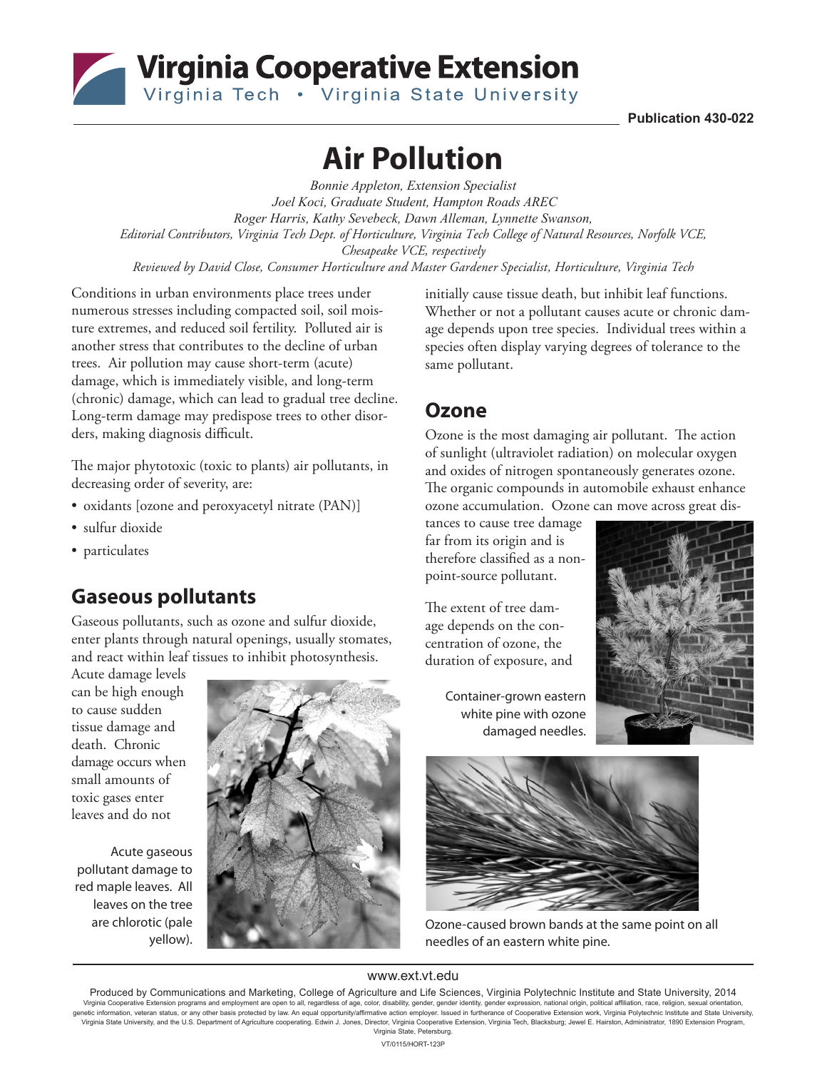Publication 430-022

# Air Pollution

*Bonnie Appleton, Extension Specialist*
*Joel Koci, Graduate Student, Hampton Roads AREC*
*Roger Harris, Kathy Sevebeck, Dawn Alleman, Lynnette Swanson,*
*Editorial Contributors, Virginia Tech Dept. of Horticulture, Virginia Tech College of Natural Resources, Norfolk VCE, Chesapeake VCE, respectively*
*Reviewed by David Close, Consumer Horticulture and Master Gardener Specialist, Horticulture, Virginia Tech*

Conditions in urban environments place trees under numerous stresses including compacted soil, soil moisture extremes, and reduced soil fertility. Polluted air is another stress that contributes to the decline of urban trees. Air pollution may cause short-term (acute) damage, which is immediately visible, and long-term (chronic) damage, which can lead to gradual tree decline. Long-term damage may predispose trees to other disorders, making diagnosis difficult.

The major phytotoxic (toxic to plants) air pollutants, in decreasing order of severity, are:

- oxidants [ozone and peroxyacetyl nitrate (PAN)]
- sulfur dioxide
- particulates

## Gaseous pollutants

Gaseous pollutants, such as ozone and sulfur dioxide, enter plants through natural openings, usually stomates, and react within leaf tissues to inhibit photosynthesis. Acute damage levels can be high enough to cause sudden tissue damage and death. Chronic damage occurs when small amounts of toxic gases enter leaves and do not initially cause tissue death, but inhibit leaf functions. Whether or not a pollutant causes acute or chronic damage depends upon tree species. Individual trees within a species often display varying degrees of tolerance to the same pollutant.

Acute gaseous pollutant damage to red maple leaves. All leaves on the tree are chlorotic (pale yellow).

## Ozone

Ozone is the most damaging air pollutant. The action of sunlight (ultraviolet radiation) on molecular oxygen and oxides of nitrogen spontaneously generates ozone. The organic compounds in automobile exhaust enhance ozone accumulation. Ozone can move across great distances to cause tree damage far from its origin and is therefore classified as a non-point-source pollutant.

The extent of tree damage depends on the concentration of ozone, the duration of exposure, and

Container-grown eastern white pine with ozone damaged needles.

Ozone-caused brown bands at the same point on all needles of an eastern white pine.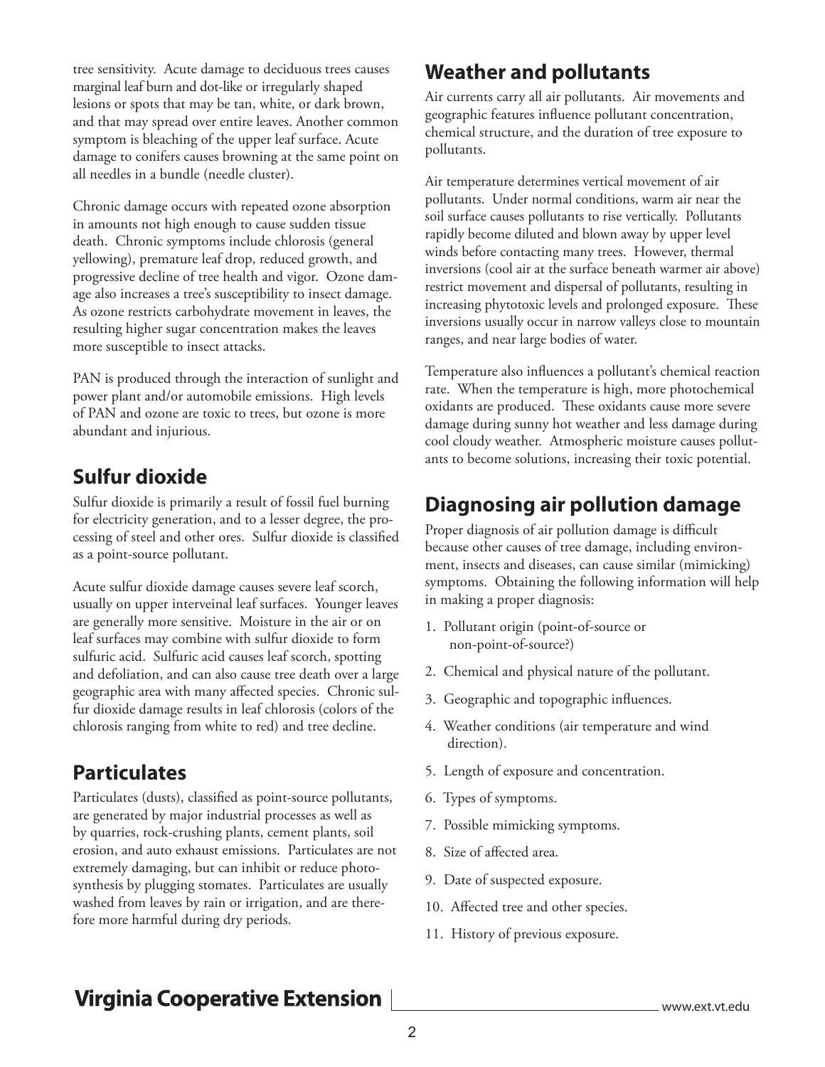tree sensitivity. Acute damage to deciduous trees causes marginal leaf burn and dot-like or irregularly shaped lesions or spots that may be tan, white, or dark brown, and that may spread over entire leaves. Another common symptom is bleaching of the upper leaf surface. Acute damage to conifers causes browning at the same point on all needles in a bundle (needle cluster).

Chronic damage occurs with repeated ozone absorption in amounts not high enough to cause sudden tissue death. Chronic symptoms include chlorosis (general yellowing), premature leaf drop, reduced growth, and progressive decline of tree health and vigor. Ozone damage also increases a tree's susceptibility to insect damage. As ozone restricts carbohydrate movement in leaves, the resulting higher sugar concentration makes the leaves more susceptible to insect attacks.

PAN is produced through the interaction of sunlight and power plant and/or automobile emissions. High levels of PAN and ozone are toxic to trees, but ozone is more abundant and injurious.

## Sulfur dioxide

Sulfur dioxide is primarily a result of fossil fuel burning for electricity generation, and to a lesser degree, the processing of steel and other ores. Sulfur dioxide is classified as a point-source pollutant.

Acute sulfur dioxide damage causes severe leaf scorch, usually on upper interveinal leaf surfaces. Younger leaves are generally more sensitive. Moisture in the air or on leaf surfaces may combine with sulfur dioxide to form sulfuric acid. Sulfuric acid causes leaf scorch, spotting and defoliation, and can also cause tree death over a large geographic area with many affected species. Chronic sulfur dioxide damage results in leaf chlorosis (colors of the chlorosis ranging from white to red) and tree decline.

## Particulates

Particulates (dusts), classified as point-source pollutants, are generated by major industrial processes as well as by quarries, rock-crushing plants, cement plants, soil erosion, and auto exhaust emissions. Particulates are not extremely damaging, but can inhibit or reduce photosynthesis by plugging stomates. Particulates are usually washed from leaves by rain or irrigation, and are therefore more harmful during dry periods.

## Weather and pollutants

Air currents carry all air pollutants. Air movements and geographic features influence pollutant concentration, chemical structure, and the duration of tree exposure to pollutants.

Air temperature determines vertical movement of air pollutants. Under normal conditions, warm air near the soil surface causes pollutants to rise vertically. Pollutants rapidly become diluted and blown away by upper level winds before contacting many trees. However, thermal inversions (cool air at the surface beneath warmer air above) restrict movement and dispersal of pollutants, resulting in increasing phytotoxic levels and prolonged exposure. These inversions usually occur in narrow valleys close to mountain ranges, and near large bodies of water.

Temperature also influences a pollutant's chemical reaction rate. When the temperature is high, more photochemical oxidants are produced. These oxidants cause more severe damage during sunny hot weather and less damage during cool cloudy weather. Atmospheric moisture causes pollutants to become solutions, increasing their toxic potential.

## Diagnosing air pollution damage

Proper diagnosis of air pollution damage is difficult because other causes of tree damage, including environment, insects and diseases, can cause similar (mimicking) symptoms. Obtaining the following information will help in making a proper diagnosis:

1. Pollutant origin (point-of-source or non-point-of-source?)
2. Chemical and physical nature of the pollutant.
3. Geographic and topographic influences.
4. Weather conditions (air temperature and wind direction).
5. Length of exposure and concentration.
6. Types of symptoms.
7. Possible mimicking symptoms.
8. Size of affected area.
9. Date of suspected exposure.
10. Affected tree and other species.
11. History of previous exposure.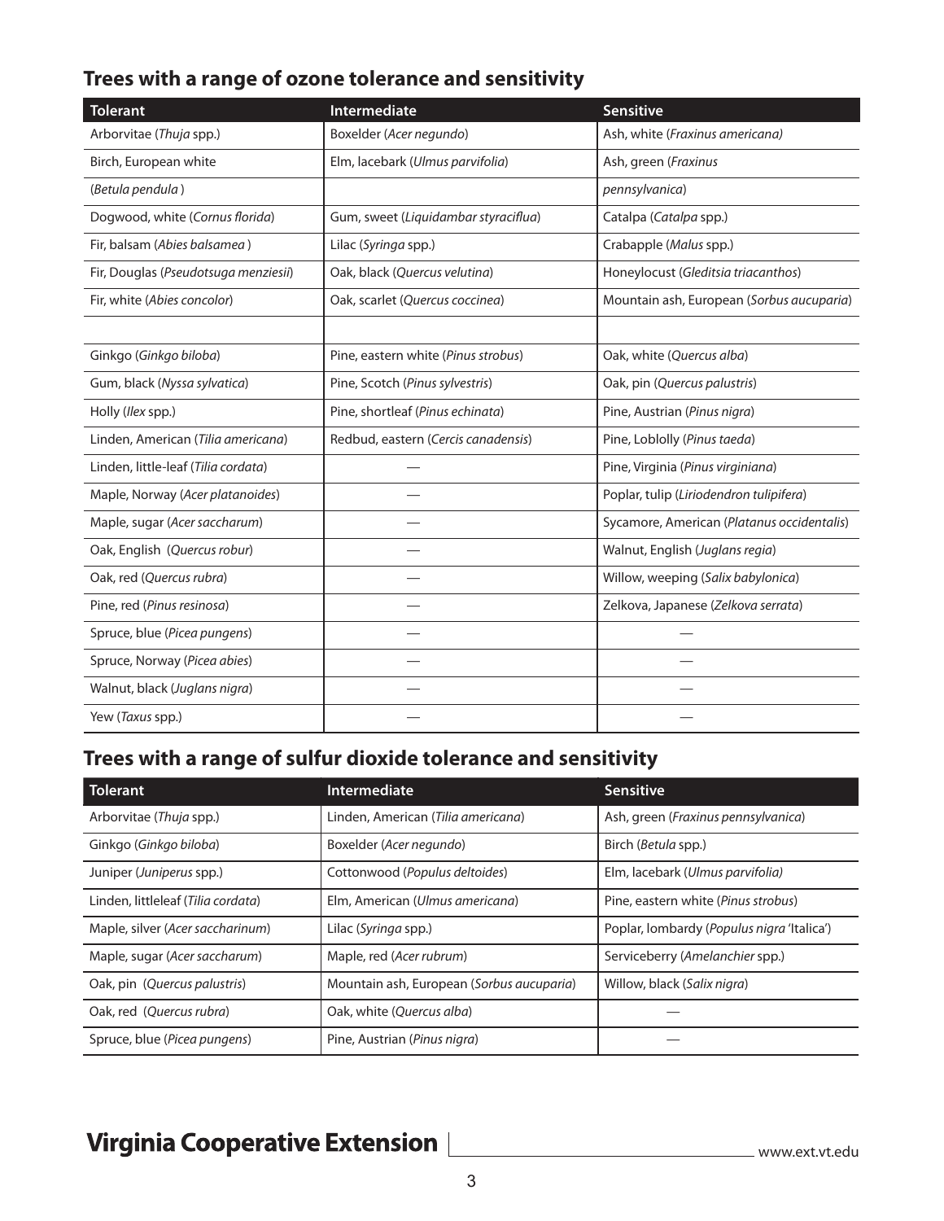## Trees with a range of ozone tolerance and sensitivity

| Tolerant | Intermediate | Sensitive |
|---|---|---|
| Arborvitae (*Thuja* spp.) | Boxelder (*Acer negundo*) | Ash, white (*Fraxinus americana)* |
| Birch, European white (*Betula pendula* ) | Elm, lacebark (*Ulmus parvifolia*) | Ash, green (*Fraxinus pennsylvanica*) |
| Dogwood, white (*Cornus florida*) | Gum, sweet (*Liquidambar styraciflua*) | Catalpa (*Catalpa* spp.) |
| Fir, balsam (*Abies balsamea* ) | Lilac (*Syringa* spp.) | Crabapple (*Malus* spp.) |
| Fir, Douglas (*Pseudotsuga menziesii*) | Oak, black (*Quercus velutina*) | Honeylocust (*Gleditsia triacanthos*) |
| Fir, white (*Abies concolor*) | Oak, scarlet (*Quercus coccinea*) | Mountain ash, European (*Sorbus aucuparia*) |
| Ginkgo (*Ginkgo biloba*) | Pine, eastern white (*Pinus strobus*) | Oak, white (*Quercus alba*) |
| Gum, black (*Nyssa sylvatica*) | Pine, Scotch (*Pinus sylvestris*) | Oak, pin (*Quercus palustris*) |
| Holly (*Ilex* spp.) | Pine, shortleaf (*Pinus echinata*) | Pine, Austrian (*Pinus nigra*) |
| Linden, American (*Tilia americana*) | Redbud, eastern (*Cercis canadensis*) | Pine, Loblolly (*Pinus taeda*) |
| Linden, little-leaf (*Tilia cordata*) | — | Pine, Virginia (*Pinus virginiana*) |
| Maple, Norway (*Acer platanoides*) | — | Poplar, tulip (*Liriodendron tulipifera*) |
| Maple, sugar (*Acer saccharum*) | — | Sycamore, American (*Platanus occidentalis*) |
| Oak, English (*Quercus robur*) | — | Walnut, English (*Juglans regia*) |
| Oak, red (*Quercus rubra*) | — | Willow, weeping (*Salix babylonica*) |
| Pine, red (*Pinus resinosa*) | — | Zelkova, Japanese (*Zelkova serrata*) |
| Spruce, blue (*Picea pungens*) | — | — |
| Spruce, Norway (*Picea abies*) | — | — |
| Walnut, black (*Juglans nigra*) | — | — |
| Yew (*Taxus* spp.) | — | — |

## Trees with a range of sulfur dioxide tolerance and sensitivity

| Tolerant | Intermediate | Sensitive |
|---|---|---|
| Arborvitae (*Thuja* spp.) | Linden, American (*Tilia americana*) | Ash, green (*Fraxinus pennsylvanica*) |
| Ginkgo (*Ginkgo biloba*) | Boxelder (*Acer negundo*) | Birch (*Betula* spp.) |
| Juniper (*Juniperus* spp.) | Cottonwood (*Populus deltoides*) | Elm, lacebark (*Ulmus parvifolia)* |
| Linden, littleleaf (*Tilia cordata*) | Elm, American (*Ulmus americana*) | Pine, eastern white (*Pinus strobus*) |
| Maple, silver (*Acer saccharinum*) | Lilac (*Syringa* spp.) | Poplar, lombardy (*Populus nigra* 'Italica') |
| Maple, sugar (*Acer saccharum*) | Maple, red (*Acer rubrum*) | Serviceberry (*Amelanchier* spp.) |
| Oak, pin (*Quercus palustris*) | Mountain ash, European (*Sorbus aucuparia*) | Willow, black (*Salix nigra*) |
| Oak, red (*Quercus rubra*) | Oak, white (*Quercus alba*) | — |
| Spruce, blue (*Picea pungens*) | Pine, Austrian (*Pinus nigra*) | — |